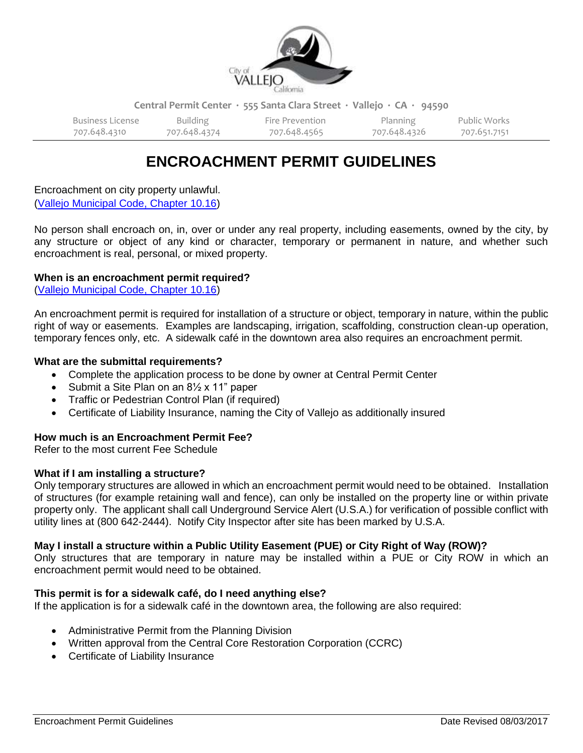Central Permit Center · 555 Santa Clara Street · Vallejo · CA · 94590

| Business License | Building | Fire Prevention | Planning | Public Works |
| --- | --- | --- | --- | --- |
| 707.648.4310 | 707.648.4374 | 707.648.4565 | 707.648.4326 | 707.651.7151 |

# ENCROACHMENT PERMIT GUIDELINES

Encroachment on city property unlawful.
(Vallejo Municipal Code, Chapter 10.16)

No person shall encroach on, in, over or under any real property, including easements, owned by the city, by any structure or object of any kind or character, temporary or permanent in nature, and whether such encroachment is real, personal, or mixed property.

**When is an encroachment permit required?**
(Vallejo Municipal Code, Chapter 10.16)

An encroachment permit is required for installation of a structure or object, temporary in nature, within the public right of way or easements. Examples are landscaping, irrigation, scaffolding, construction clean-up operation, temporary fences only, etc. A sidewalk café in the downtown area also requires an encroachment permit.

**What are the submittal requirements?**

- Complete the application process to be done by owner at Central Permit Center
- Submit a Site Plan on an 8½ x 11" paper
- Traffic or Pedestrian Control Plan (if required)
- Certificate of Liability Insurance, naming the City of Vallejo as additionally insured

**How much is an Encroachment Permit Fee?**
Refer to the most current Fee Schedule

**What if I am installing a structure?**
Only temporary structures are allowed in which an encroachment permit would need to be obtained. Installation of structures (for example retaining wall and fence), can only be installed on the property line or within private property only. The applicant shall call Underground Service Alert (U.S.A.) for verification of possible conflict with utility lines at (800 642-2444). Notify City Inspector after site has been marked by U.S.A.

**May I install a structure within a Public Utility Easement (PUE) or City Right of Way (ROW)?**
Only structures that are temporary in nature may be installed within a PUE or City ROW in which an encroachment permit would need to be obtained.

**This permit is for a sidewalk café, do I need anything else?**
If the application is for a sidewalk café in the downtown area, the following are also required:

- Administrative Permit from the Planning Division
- Written approval from the Central Core Restoration Corporation (CCRC)
- Certificate of Liability Insurance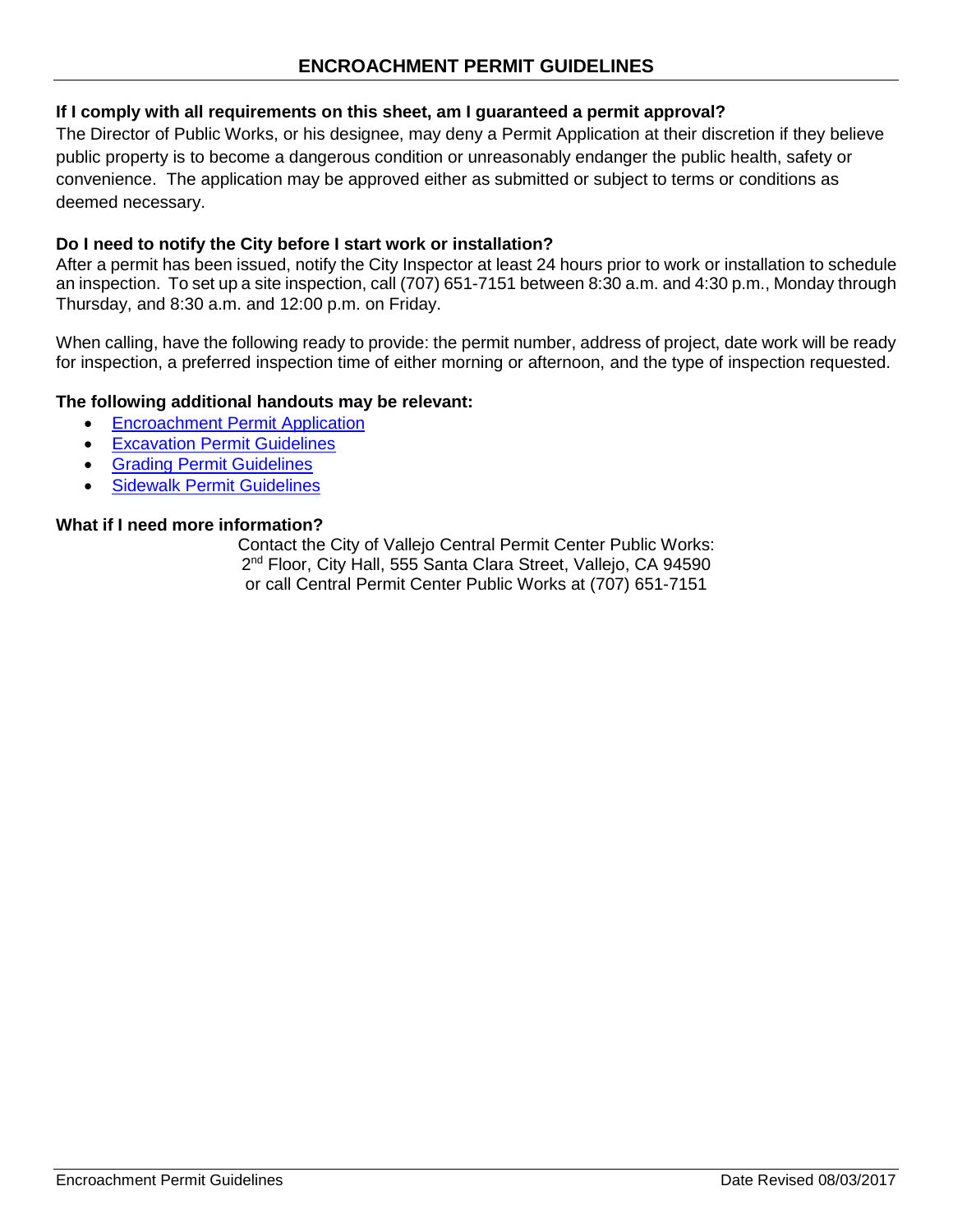## ENCROACHMENT PERMIT GUIDELINES

**If I comply with all requirements on this sheet, am I guaranteed a permit approval?**

The Director of Public Works, or his designee, may deny a Permit Application at their discretion if they believe public property is to become a dangerous condition or unreasonably endanger the public health, safety or convenience. The application may be approved either as submitted or subject to terms or conditions as deemed necessary.

**Do I need to notify the City before I start work or installation?**

After a permit has been issued, notify the City Inspector at least 24 hours prior to work or installation to schedule an inspection. To set up a site inspection, call (707) 651-7151 between 8:30 a.m. and 4:30 p.m., Monday through Thursday, and 8:30 a.m. and 12:00 p.m. on Friday.

When calling, have the following ready to provide: the permit number, address of project, date work will be ready for inspection, a preferred inspection time of either morning or afternoon, and the type of inspection requested.

**The following additional handouts may be relevant:**

- Encroachment Permit Application
- Excavation Permit Guidelines
- Grading Permit Guidelines
- Sidewalk Permit Guidelines

**What if I need more information?**

Contact the City of Vallejo Central Permit Center Public Works:
2nd Floor, City Hall, 555 Santa Clara Street, Vallejo, CA 94590
or call Central Permit Center Public Works at (707) 651-7151